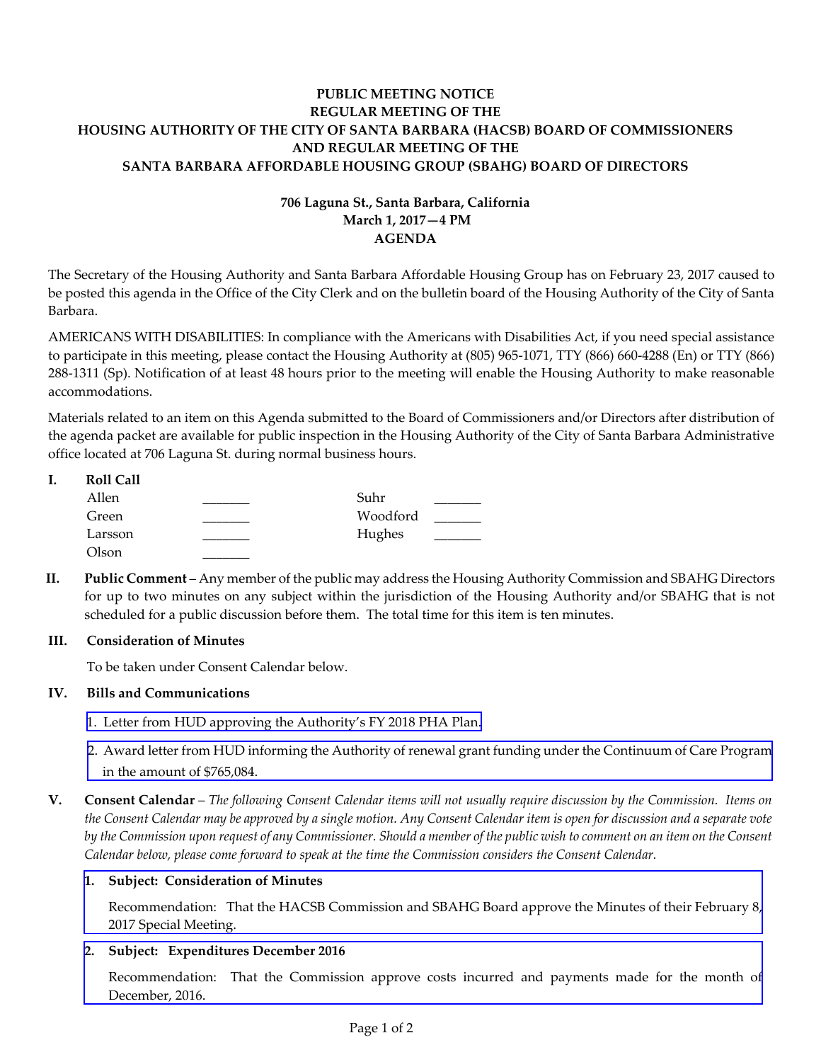**PUBLIC MEETING NOTICE**
**REGULAR MEETING OF THE**
**HOUSING AUTHORITY OF THE CITY OF SANTA BARBARA (HACSB) BOARD OF COMMISSIONERS**
**AND REGULAR MEETING OF THE**
**SANTA BARBARA AFFORDABLE HOUSING GROUP (SBAHG) BOARD OF DIRECTORS**

**706 Laguna St., Santa Barbara, California**
**March 1, 2017—4 PM**
**AGENDA**

The Secretary of the Housing Authority and Santa Barbara Affordable Housing Group has on February 23, 2017 caused to be posted this agenda in the Office of the City Clerk and on the bulletin board of the Housing Authority of the City of Santa Barbara.

AMERICANS WITH DISABILITIES: In compliance with the Americans with Disabilities Act, if you need special assistance to participate in this meeting, please contact the Housing Authority at (805) 965-1071, TTY (866) 660-4288 (En) or TTY (866) 288-1311 (Sp). Notification of at least 48 hours prior to the meeting will enable the Housing Authority to make reasonable accommodations.

Materials related to an item on this Agenda submitted to the Board of Commissioners and/or Directors after distribution of the agenda packet are available for public inspection in the Housing Authority of the City of Santa Barbara Administrative office located at 706 Laguna St. during normal business hours.

**I. Roll Call**

| | | | |
|---|---|---|---|
| Allen | _______ | Suhr | _______ |
| Green | _______ | Woodford | _______ |
| Larsson | _______ | Hughes | _______ |
| Olson | _______ | | |

**II. Public Comment** – Any member of the public may address the Housing Authority Commission and SBAHG Directors for up to two minutes on any subject within the jurisdiction of the Housing Authority and/or SBAHG that is not scheduled for a public discussion before them. The total time for this item is ten minutes.

**III. Consideration of Minutes**

To be taken under Consent Calendar below.

**IV. Bills and Communications**

1. Letter from HUD approving the Authority's FY 2018 PHA Plan.
2. Award letter from HUD informing the Authority of renewal grant funding under the Continuum of Care Program in the amount of $765,084.

**V. Consent Calendar** – *The following Consent Calendar items will not usually require discussion by the Commission. Items on the Consent Calendar may be approved by a single motion. Any Consent Calendar item is open for discussion and a separate vote by the Commission upon request of any Commissioner. Should a member of the public wish to comment on an item on the Consent Calendar below, please come forward to speak at the time the Commission considers the Consent Calendar.*

**1. Subject: Consideration of Minutes**

Recommendation: That the HACSB Commission and SBAHG Board approve the Minutes of their February 8, 2017 Special Meeting.

**2. Subject: Expenditures December 2016**

Recommendation: That the Commission approve costs incurred and payments made for the month of December, 2016.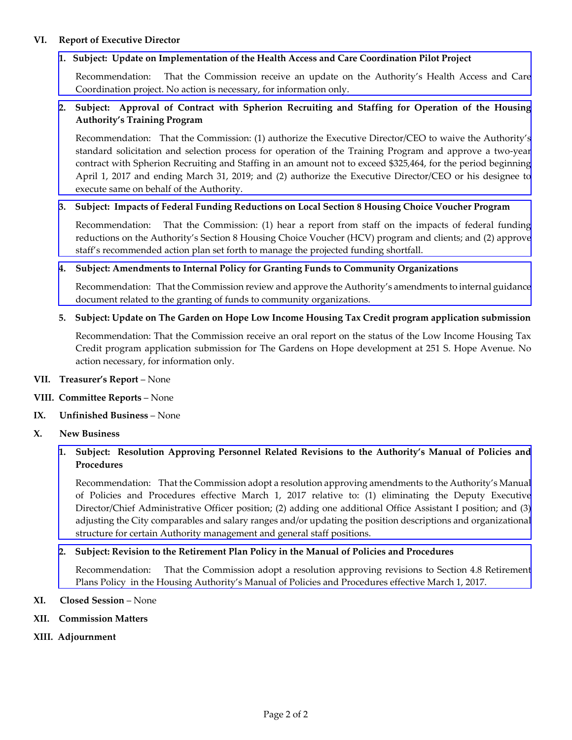## VI. Report of Executive Director

1. **Subject: Update on Implementation of the Health Access and Care Coordination Pilot Project**

   Recommendation: That the Commission receive an update on the Authority's Health Access and Care Coordination project. No action is necessary, for information only.

2. **Subject: Approval of Contract with Spherion Recruiting and Staffing for Operation of the Housing Authority's Training Program**

   Recommendation: That the Commission: (1) authorize the Executive Director/CEO to waive the Authority's standard solicitation and selection process for operation of the Training Program and approve a two-year contract with Spherion Recruiting and Staffing in an amount not to exceed $325,464, for the period beginning April 1, 2017 and ending March 31, 2019; and (2) authorize the Executive Director/CEO or his designee to execute same on behalf of the Authority.

3. **Subject: Impacts of Federal Funding Reductions on Local Section 8 Housing Choice Voucher Program**

   Recommendation: That the Commission: (1) hear a report from staff on the impacts of federal funding reductions on the Authority's Section 8 Housing Choice Voucher (HCV) program and clients; and (2) approve staff's recommended action plan set forth to manage the projected funding shortfall.

4. **Subject: Amendments to Internal Policy for Granting Funds to Community Organizations**

   Recommendation: That the Commission review and approve the Authority's amendments to internal guidance document related to the granting of funds to community organizations.

5. **Subject: Update on The Garden on Hope Low Income Housing Tax Credit program application submission**

   Recommendation: That the Commission receive an oral report on the status of the Low Income Housing Tax Credit program application submission for The Gardens on Hope development at 251 S. Hope Avenue. No action necessary, for information only.

## VII. Treasurer's Report – None

## VIII. Committee Reports – None

## IX. Unfinished Business – None

## X. New Business

1. **Subject: Resolution Approving Personnel Related Revisions to the Authority's Manual of Policies and Procedures**

   Recommendation: That the Commission adopt a resolution approving amendments to the Authority's Manual of Policies and Procedures effective March 1, 2017 relative to: (1) eliminating the Deputy Executive Director/Chief Administrative Officer position; (2) adding one additional Office Assistant I position; and (3) adjusting the City comparables and salary ranges and/or updating the position descriptions and organizational structure for certain Authority management and general staff positions.

2. **Subject: Revision to the Retirement Plan Policy in the Manual of Policies and Procedures**

   Recommendation: That the Commission adopt a resolution approving revisions to Section 4.8 Retirement Plans Policy in the Housing Authority's Manual of Policies and Procedures effective March 1, 2017.

## XI. Closed Session – None

## XII. Commission Matters

## XIII. Adjournment